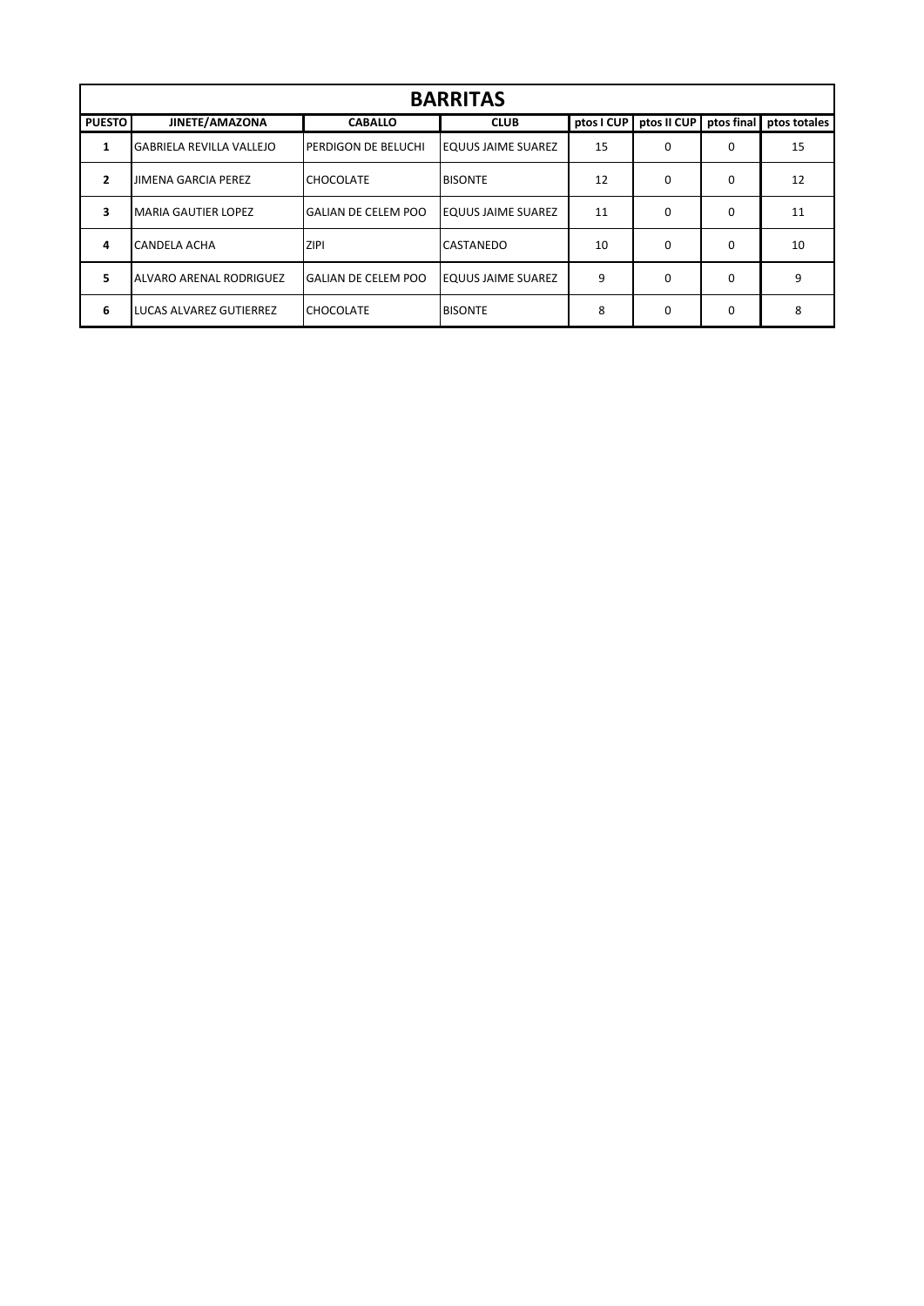# BARRITAS

| PUESTO | JINETE/AMAZONA | CABALLO | CLUB | ptos I CUP | ptos II CUP | ptos final | ptos totales |
|---|---|---|---|---|---|---|---|
| 1 | GABRIELA REVILLA VALLEJO | PERDIGON DE BELUCHI | EQUUS JAIME SUAREZ | 15 | 0 | 0 | 15 |
| 2 | JIMENA GARCIA PEREZ | CHOCOLATE | BISONTE | 12 | 0 | 0 | 12 |
| 3 | MARIA GAUTIER LOPEZ | GALIAN DE CELEM POO | EQUUS JAIME SUAREZ | 11 | 0 | 0 | 11 |
| 4 | CANDELA ACHA | ZIPI | CASTANEDO | 10 | 0 | 0 | 10 |
| 5 | ALVARO ARENAL RODRIGUEZ | GALIAN DE CELEM POO | EQUUS JAIME SUAREZ | 9 | 0 | 0 | 9 |
| 6 | LUCAS ALVAREZ GUTIERREZ | CHOCOLATE | BISONTE | 8 | 0 | 0 | 8 |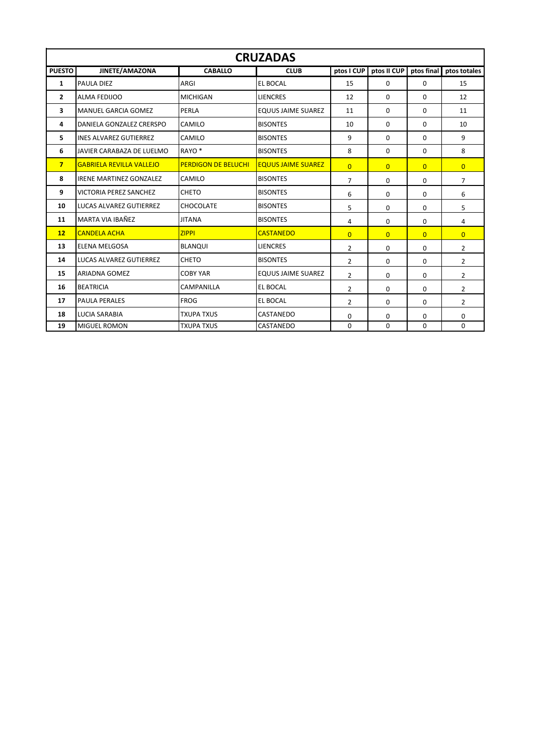| CRUZADAS | | | | | | | |
|---|---|---|---|---|---|---|---|
| **PUESTO** | **JINETE/AMAZONA** | **CABALLO** | **CLUB** | **ptos I CUP** | **ptos II CUP** | **ptos final** | **ptos totales** |
| **1** | PAULA DIEZ | ARGI | EL BOCAL | 15 | 0 | 0 | 15 |
| **2** | ALMA FEDIJOO | MICHIGAN | LIENCRES | 12 | 0 | 0 | 12 |
| **3** | MANUEL GARCIA GOMEZ | PERLA | EQUUS JAIME SUAREZ | 11 | 0 | 0 | 11 |
| **4** | DANIELA GONZALEZ CRERSPO | CAMILO | BISONTES | 10 | 0 | 0 | 10 |
| **5** | INES ALVAREZ GUTIERREZ | CAMILO | BISONTES | 9 | 0 | 0 | 9 |
| **6** | JAVIER CARABAZA DE LUELMO | RAYO * | BISONTES | 8 | 0 | 0 | 8 |
| **7** | GABRIELA REVILLA VALLEJO | PERDIGON DE BELUCHI | EQUUS JAIME SUAREZ | 0 | 0 | 0 | 0 |
| **8** | IRENE MARTINEZ GONZALEZ | CAMILO | BISONTES | 7 | 0 | 0 | 7 |
| **9** | VICTORIA PEREZ SANCHEZ | CHETO | BISONTES | 6 | 0 | 0 | 6 |
| **10** | LUCAS ALVAREZ GUTIERREZ | CHOCOLATE | BISONTES | 5 | 0 | 0 | 5 |
| **11** | MARTA VIA IBAÑEZ | JITANA | BISONTES | 4 | 0 | 0 | 4 |
| **12** | CANDELA ACHA | ZIPPI | CASTANEDO | 0 | 0 | 0 | 0 |
| **13** | ELENA MELGOSA | BLANQUI | LIENCRES | 2 | 0 | 0 | 2 |
| **14** | LUCAS ALVAREZ GUTIERREZ | CHETO | BISONTES | 2 | 0 | 0 | 2 |
| **15** | ARIADNA GOMEZ | COBY YAR | EQUUS JAIME SUAREZ | 2 | 0 | 0 | 2 |
| **16** | BEATRICIA | CAMPANILLA | EL BOCAL | 2 | 0 | 0 | 2 |
| **17** | PAULA PERALES | FROG | EL BOCAL | 2 | 0 | 0 | 2 |
| **18** | LUCIA SARABIA | TXUPA TXUS | CASTANEDO | 0 | 0 | 0 | 0 |
| **19** | MIGUEL ROMON | TXUPA TXUS | CASTANEDO | 0 | 0 | 0 | 0 |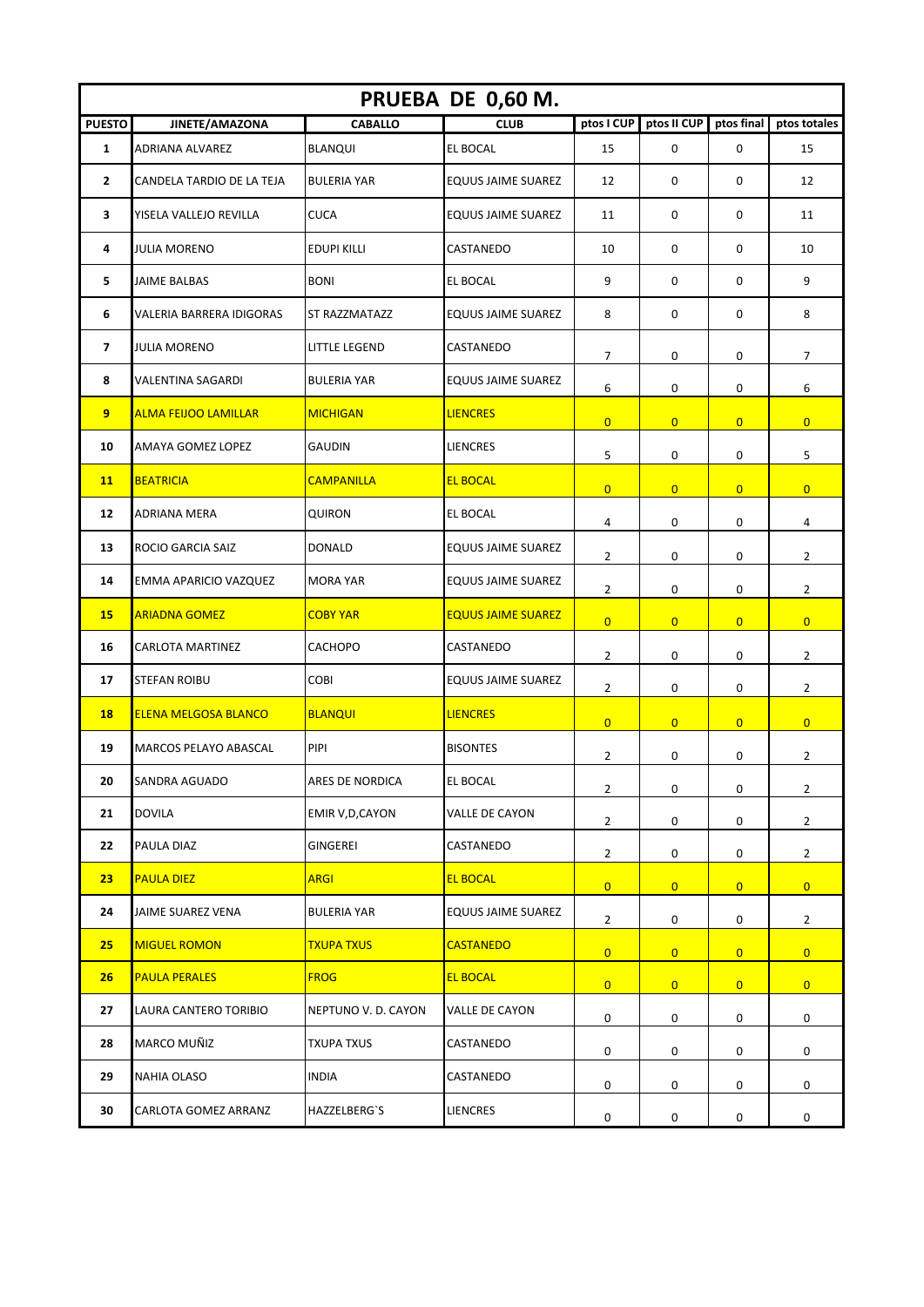| PRUEBA DE 0,60 M. | | | | | | | |
|---|---|---|---|---|---|---|---|
| **PUESTO** | **JINETE/AMAZONA** | **CABALLO** | **CLUB** | **ptos I CUP** | **ptos II CUP** | **ptos final** | **ptos totales** |
| **1** | ADRIANA ALVAREZ | BLANQUI | EL BOCAL | 15 | 0 | 0 | 15 |
| **2** | CANDELA TARDIO DE LA TEJA | BULERIA YAR | EQUUS JAIME SUAREZ | 12 | 0 | 0 | 12 |
| **3** | YISELA VALLEJO REVILLA | CUCA | EQUUS JAIME SUAREZ | 11 | 0 | 0 | 11 |
| **4** | JULIA MORENO | EDUPI KILLI | CASTANEDO | 10 | 0 | 0 | 10 |
| **5** | JAIME BALBAS | BONI | EL BOCAL | 9 | 0 | 0 | 9 |
| **6** | VALERIA BARRERA IDIGORAS | ST RAZZMATAZZ | EQUUS JAIME SUAREZ | 8 | 0 | 0 | 8 |
| **7** | JULIA MORENO | LITTLE LEGEND | CASTANEDO | 7 | 0 | 0 | 7 |
| **8** | VALENTINA SAGARDI | BULERIA YAR | EQUUS JAIME SUAREZ | 6 | 0 | 0 | 6 |
| **9** | ALMA FEIJOO LAMILLAR | MICHIGAN | LIENCRES | 0 | 0 | 0 | 0 |
| **10** | AMAYA GOMEZ LOPEZ | GAUDIN | LIENCRES | 5 | 0 | 0 | 5 |
| **11** | BEATRICIA | CAMPANILLA | EL BOCAL | 0 | 0 | 0 | 0 |
| **12** | ADRIANA MERA | QUIRON | EL BOCAL | 4 | 0 | 0 | 4 |
| **13** | ROCIO GARCIA SAIZ | DONALD | EQUUS JAIME SUAREZ | 2 | 0 | 0 | 2 |
| **14** | EMMA APARICIO VAZQUEZ | MORA YAR | EQUUS JAIME SUAREZ | 2 | 0 | 0 | 2 |
| **15** | ARIADNA GOMEZ | COBY YAR | EQUUS JAIME SUAREZ | 0 | 0 | 0 | 0 |
| **16** | CARLOTA MARTINEZ | CACHOPO | CASTANEDO | 2 | 0 | 0 | 2 |
| **17** | STEFAN ROIBU | COBI | EQUUS JAIME SUAREZ | 2 | 0 | 0 | 2 |
| **18** | ELENA MELGOSA BLANCO | BLANQUI | LIENCRES | 0 | 0 | 0 | 0 |
| **19** | MARCOS PELAYO ABASCAL | PIPI | BISONTES | 2 | 0 | 0 | 2 |
| **20** | SANDRA AGUADO | ARES DE NORDICA | EL BOCAL | 2 | 0 | 0 | 2 |
| **21** | DOVILA | EMIR V,D,CAYON | VALLE DE CAYON | 2 | 0 | 0 | 2 |
| **22** | PAULA DIAZ | GINGEREI | CASTANEDO | 2 | 0 | 0 | 2 |
| **23** | PAULA DIEZ | ARGI | EL BOCAL | 0 | 0 | 0 | 0 |
| **24** | JAIME SUAREZ VENA | BULERIA YAR | EQUUS JAIME SUAREZ | 2 | 0 | 0 | 2 |
| **25** | MIGUEL ROMON | TXUPA TXUS | CASTANEDO | 0 | 0 | 0 | 0 |
| **26** | PAULA PERALES | FROG | EL BOCAL | 0 | 0 | 0 | 0 |
| **27** | LAURA CANTERO TORIBIO | NEPTUNO V. D. CAYON | VALLE DE CAYON | 0 | 0 | 0 | 0 |
| **28** | MARCO MUÑIZ | TXUPA TXUS | CASTANEDO | 0 | 0 | 0 | 0 |
| **29** | NAHIA OLASO | INDIA | CASTANEDO | 0 | 0 | 0 | 0 |
| **30** | CARLOTA GOMEZ ARRANZ | HAZZELBERG`S | LIENCRES | 0 | 0 | 0 | 0 |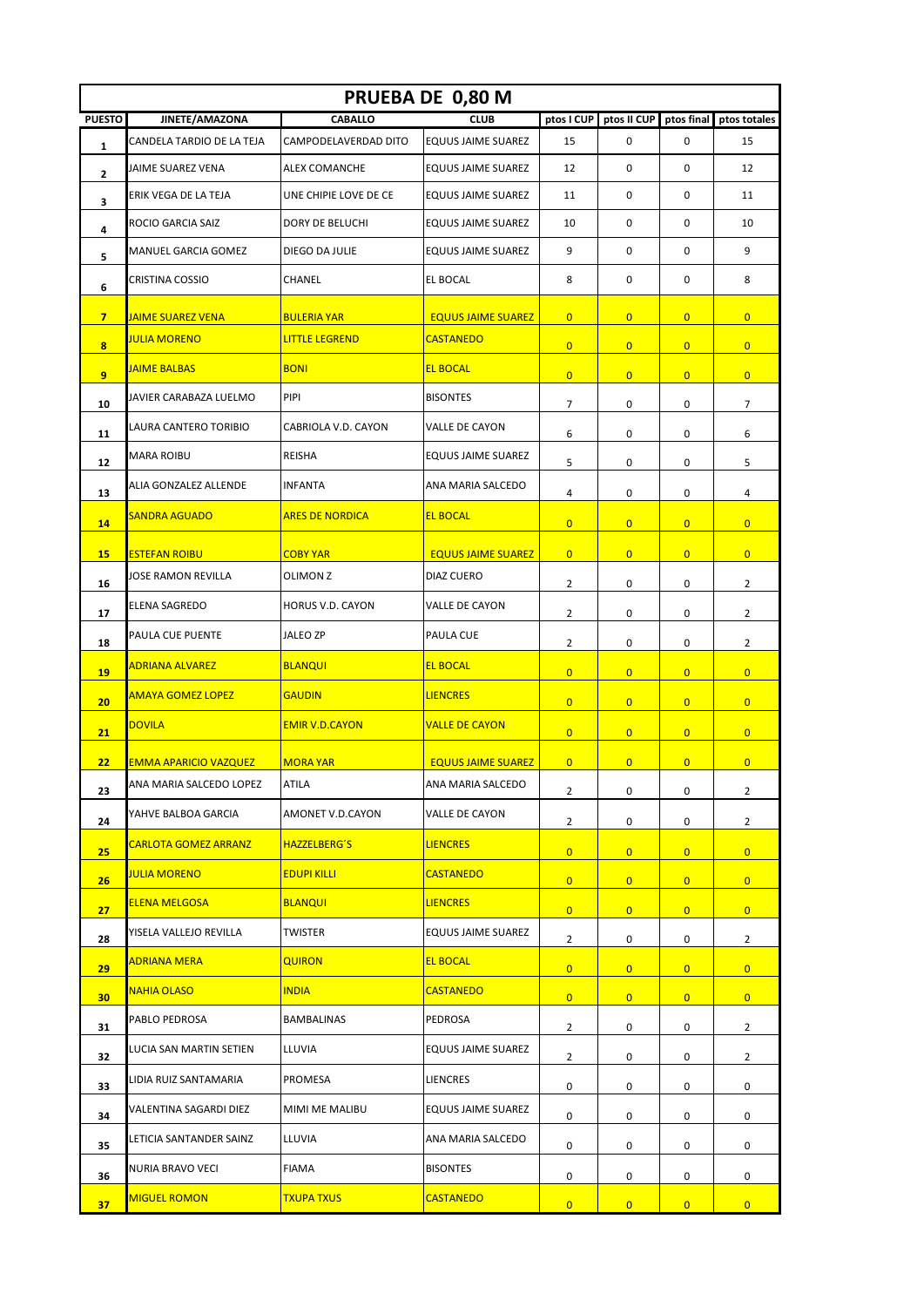| PRUEBA DE 0,80 M | | | | | | | |
|---|---|---|---|---|---|---|---|
| **PUESTO** | **JINETE/AMAZONA** | **CABALLO** | **CLUB** | **ptos I CUP** | **ptos II CUP** | **ptos final** | **ptos totales** |
| 1 | CANDELA TARDIO DE LA TEJA | CAMPODELAVERDAD DITO | EQUUS JAIME SUAREZ | 15 | 0 | 0 | 15 |
| 2 | JAIME SUAREZ VENA | ALEX COMANCHE | EQUUS JAIME SUAREZ | 12 | 0 | 0 | 12 |
| 3 | ERIK VEGA DE LA TEJA | UNE CHIPIE LOVE DE CE | EQUUS JAIME SUAREZ | 11 | 0 | 0 | 11 |
| 4 | ROCIO GARCIA SAIZ | DORY DE BELUCHI | EQUUS JAIME SUAREZ | 10 | 0 | 0 | 10 |
| 5 | MANUEL GARCIA GOMEZ | DIEGO DA JULIE | EQUUS JAIME SUAREZ | 9 | 0 | 0 | 9 |
| 6 | CRISTINA COSSIO | CHANEL | EL BOCAL | 8 | 0 | 0 | 8 |
| 7 | JAIME SUAREZ VENA | BULERIA YAR | EQUUS JAIME SUAREZ | 0 | 0 | 0 | 0 |
| 8 | JULIA MORENO | LITTLE LEGREND | CASTANEDO | 0 | 0 | 0 | 0 |
| 9 | JAIME BALBAS | BONI | EL BOCAL | 0 | 0 | 0 | 0 |
| 10 | JAVIER CARABAZA LUELMO | PIPI | BISONTES | 7 | 0 | 0 | 7 |
| 11 | LAURA CANTERO TORIBIO | CABRIOLA V.D. CAYON | VALLE DE CAYON | 6 | 0 | 0 | 6 |
| 12 | MARA ROIBU | REISHA | EQUUS JAIME SUAREZ | 5 | 0 | 0 | 5 |
| 13 | ALIA GONZALEZ ALLENDE | INFANTA | ANA MARIA SALCEDO | 4 | 0 | 0 | 4 |
| 14 | SANDRA AGUADO | ARES DE NORDICA | EL BOCAL | 0 | 0 | 0 | 0 |
| 15 | ESTEFAN ROIBU | COBY YAR | EQUUS JAIME SUAREZ | 0 | 0 | 0 | 0 |
| 16 | JOSE RAMON REVILLA | OLIMON Z | DIAZ CUERO | 2 | 0 | 0 | 2 |
| 17 | ELENA SAGREDO | HORUS V.D. CAYON | VALLE DE CAYON | 2 | 0 | 0 | 2 |
| 18 | PAULA CUE PUENTE | JALEO ZP | PAULA CUE | 2 | 0 | 0 | 2 |
| 19 | ADRIANA ALVAREZ | BLANQUI | EL BOCAL | 0 | 0 | 0 | 0 |
| 20 | AMAYA GOMEZ LOPEZ | GAUDIN | LIENCRES | 0 | 0 | 0 | 0 |
| 21 | DOVILA | EMIR V.D.CAYON | VALLE DE CAYON | 0 | 0 | 0 | 0 |
| 22 | EMMA APARICIO VAZQUEZ | MORA YAR | EQUUS JAIME SUAREZ | 0 | 0 | 0 | 0 |
| 23 | ANA MARIA SALCEDO LOPEZ | ATILA | ANA MARIA SALCEDO | 2 | 0 | 0 | 2 |
| 24 | YAHVE BALBOA GARCIA | AMONET V.D.CAYON | VALLE DE CAYON | 2 | 0 | 0 | 2 |
| 25 | CARLOTA GOMEZ ARRANZ | HAZZELBERG´S | LIENCRES | 0 | 0 | 0 | 0 |
| 26 | JULIA MORENO | EDUPI KILLI | CASTANEDO | 0 | 0 | 0 | 0 |
| 27 | ELENA MELGOSA | BLANQUI | LIENCRES | 0 | 0 | 0 | 0 |
| 28 | YISELA VALLEJO REVILLA | TWISTER | EQUUS JAIME SUAREZ | 2 | 0 | 0 | 2 |
| 29 | ADRIANA MERA | QUIRON | EL BOCAL | 0 | 0 | 0 | 0 |
| 30 | NAHIA OLASO | INDIA | CASTANEDO | 0 | 0 | 0 | 0 |
| 31 | PABLO PEDROSA | BAMBALINAS | PEDROSA | 2 | 0 | 0 | 2 |
| 32 | LUCIA SAN MARTIN SETIEN | LLUVIA | EQUUS JAIME SUAREZ | 2 | 0 | 0 | 2 |
| 33 | LIDIA RUIZ SANTAMARIA | PROMESA | LIENCRES | 0 | 0 | 0 | 0 |
| 34 | VALENTINA SAGARDI DIEZ | MIMI ME MALIBU | EQUUS JAIME SUAREZ | 0 | 0 | 0 | 0 |
| 35 | LETICIA SANTANDER SAINZ | LLUVIA | ANA MARIA SALCEDO | 0 | 0 | 0 | 0 |
| 36 | NURIA BRAVO VECI | FIAMA | BISONTES | 0 | 0 | 0 | 0 |
| 37 | MIGUEL ROMON | TXUPA TXUS | CASTANEDO | 0 | 0 | 0 | 0 |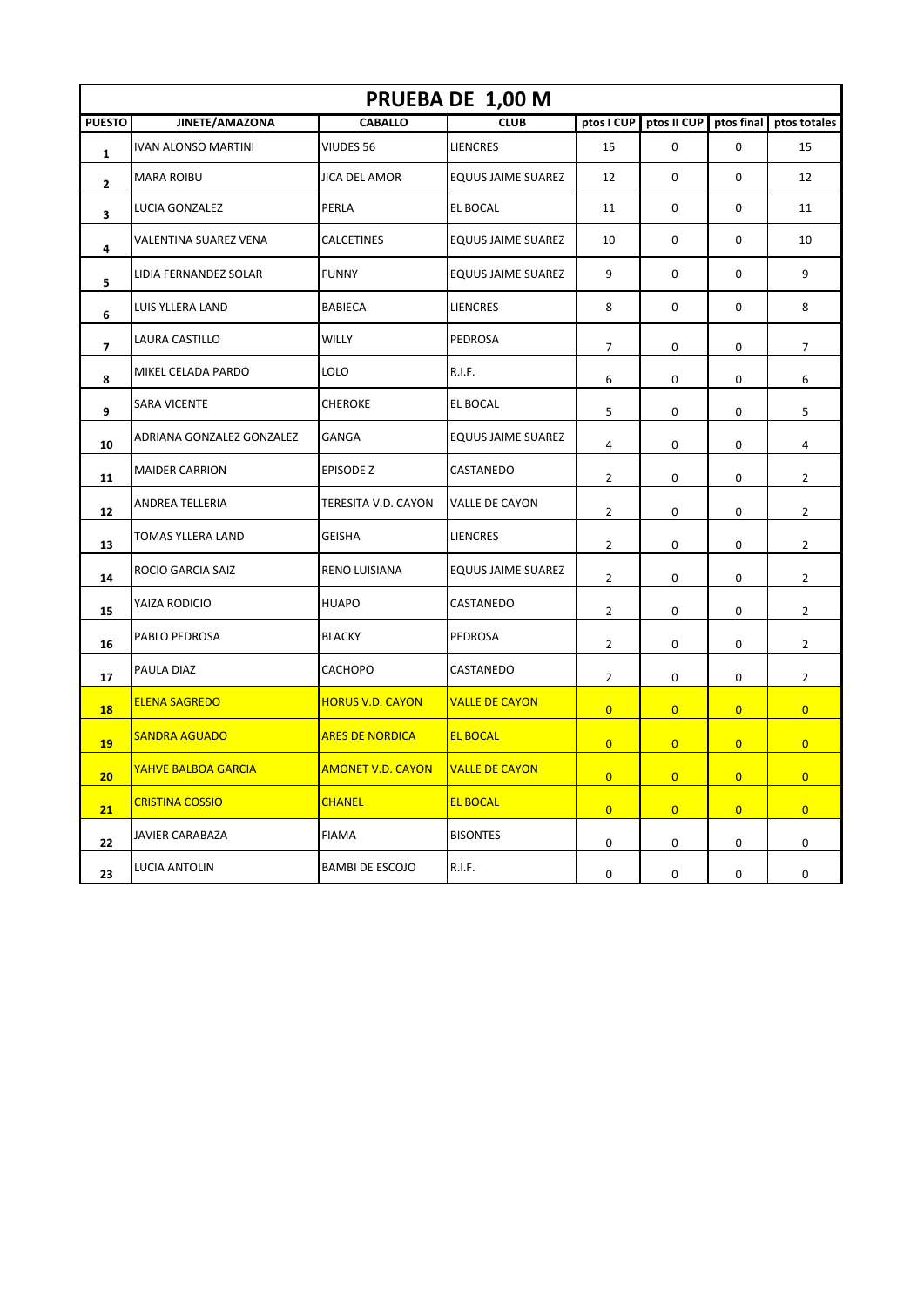# PRUEBA DE 1,00 M

| PUESTO | JINETE/AMAZONA | CABALLO | CLUB | ptos I CUP | ptos II CUP | ptos final | ptos totales |
|---|---|---|---|---|---|---|---|
| 1 | IVAN ALONSO MARTINI | VIUDES 56 | LIENCRES | 15 | 0 | 0 | 15 |
| 2 | MARA ROIBU | JICA DEL AMOR | EQUUS JAIME SUAREZ | 12 | 0 | 0 | 12 |
| 3 | LUCIA GONZALEZ | PERLA | EL BOCAL | 11 | 0 | 0 | 11 |
| 4 | VALENTINA SUAREZ VENA | CALCETINES | EQUUS JAIME SUAREZ | 10 | 0 | 0 | 10 |
| 5 | LIDIA FERNANDEZ SOLAR | FUNNY | EQUUS JAIME SUAREZ | 9 | 0 | 0 | 9 |
| 6 | LUIS YLLERA LAND | BABIECA | LIENCRES | 8 | 0 | 0 | 8 |
| 7 | LAURA CASTILLO | WILLY | PEDROSA | 7 | 0 | 0 | 7 |
| 8 | MIKEL CELADA PARDO | LOLO | R.I.F. | 6 | 0 | 0 | 6 |
| 9 | SARA VICENTE | CHEROKE | EL BOCAL | 5 | 0 | 0 | 5 |
| 10 | ADRIANA GONZALEZ GONZALEZ | GANGA | EQUUS JAIME SUAREZ | 4 | 0 | 0 | 4 |
| 11 | MAIDER CARRION | EPISODE Z | CASTANEDO | 2 | 0 | 0 | 2 |
| 12 | ANDREA TELLERIA | TERESITA V.D. CAYON | VALLE DE CAYON | 2 | 0 | 0 | 2 |
| 13 | TOMAS YLLERA LAND | GEISHA | LIENCRES | 2 | 0 | 0 | 2 |
| 14 | ROCIO GARCIA SAIZ | RENO LUISIANA | EQUUS JAIME SUAREZ | 2 | 0 | 0 | 2 |
| 15 | YAIZA RODICIO | HUAPO | CASTANEDO | 2 | 0 | 0 | 2 |
| 16 | PABLO PEDROSA | BLACKY | PEDROSA | 2 | 0 | 0 | 2 |
| 17 | PAULA DIAZ | CACHOPO | CASTANEDO | 2 | 0 | 0 | 2 |
| 18 | ELENA SAGREDO | HORUS V.D. CAYON | VALLE DE CAYON | 0 | 0 | 0 | 0 |
| 19 | SANDRA AGUADO | ARES DE NORDICA | EL BOCAL | 0 | 0 | 0 | 0 |
| 20 | YAHVE BALBOA GARCIA | AMONET V.D. CAYON | VALLE DE CAYON | 0 | 0 | 0 | 0 |
| 21 | CRISTINA COSSIO | CHANEL | EL BOCAL | 0 | 0 | 0 | 0 |
| 22 | JAVIER CARABAZA | FIAMA | BISONTES | 0 | 0 | 0 | 0 |
| 23 | LUCIA ANTOLIN | BAMBI DE ESCOJO | R.I.F. | 0 | 0 | 0 | 0 |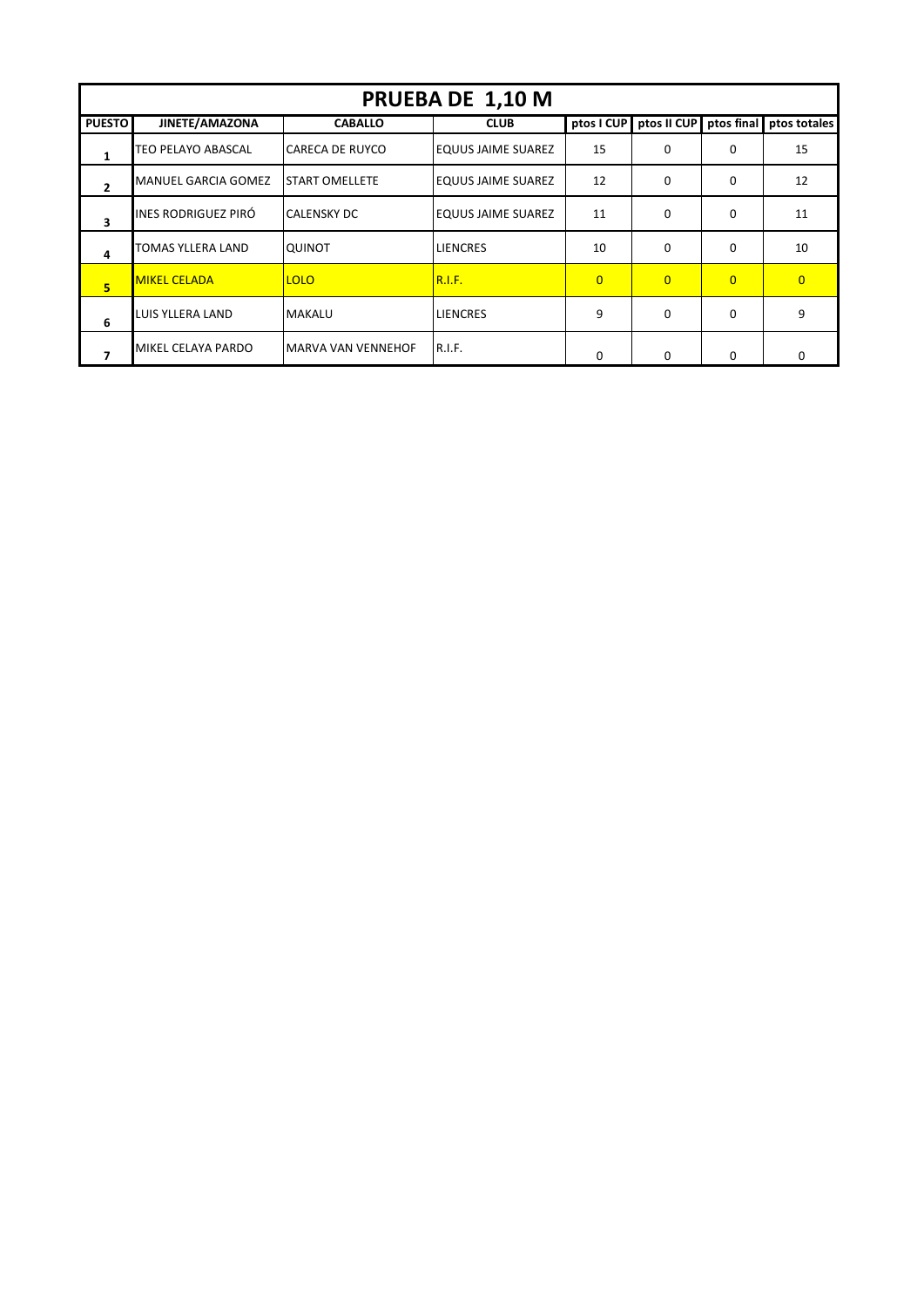| PRUEBA DE 1,10 M | | | | | | | |
|---|---|---|---|---|---|---|---|
| **PUESTO** | **JINETE/AMAZONA** | **CABALLO** | **CLUB** | **ptos I CUP** | **ptos II CUP** | **ptos final** | **ptos totales** |
| 1 | TEO PELAYO ABASCAL | CARECA DE RUYCO | EQUUS JAIME SUAREZ | 15 | 0 | 0 | 15 |
| 2 | MANUEL GARCIA GOMEZ | START OMELLETE | EQUUS JAIME SUAREZ | 12 | 0 | 0 | 12 |
| 3 | INES RODRIGUEZ PIRÓ | CALENSKY DC | EQUUS JAIME SUAREZ | 11 | 0 | 0 | 11 |
| 4 | TOMAS YLLERA LAND | QUINOT | LIENCRES | 10 | 0 | 0 | 10 |
| 5 | MIKEL CELADA | LOLO | R.I.F. | 0 | 0 | 0 | 0 |
| 6 | LUIS YLLERA LAND | MAKALU | LIENCRES | 9 | 0 | 0 | 9 |
| 7 | MIKEL CELAYA PARDO | MARVA VAN VENNEHOF | R.I.F. | 0 | 0 | 0 | 0 |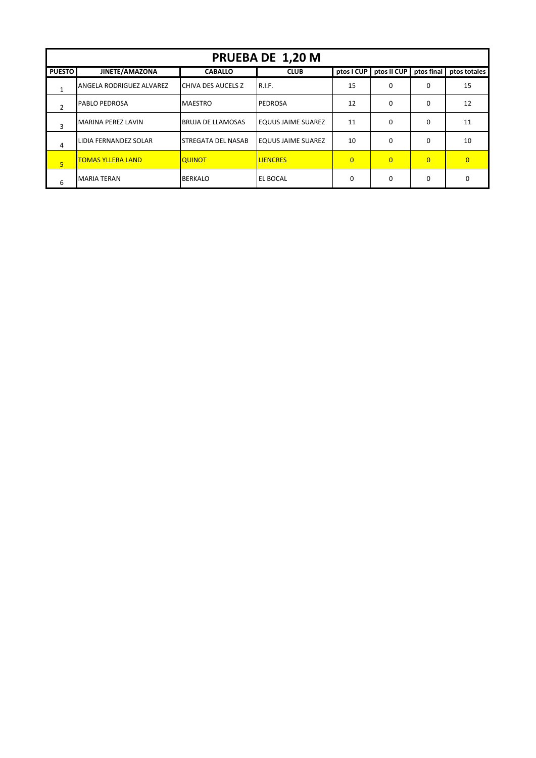| PRUEBA DE 1,20 M | | | | | | | |
|---|---|---|---|---|---|---|---|
| **PUESTO** | **JINETE/AMAZONA** | **CABALLO** | **CLUB** | **ptos I CUP** | **ptos II CUP** | **ptos final** | **ptos totales** |
| 1 | ANGELA RODRIGUEZ ALVAREZ | CHIVA DES AUCELS Z | R.I.F. | 15 | 0 | 0 | 15 |
| 2 | PABLO PEDROSA | MAESTRO | PEDROSA | 12 | 0 | 0 | 12 |
| 3 | MARINA PEREZ LAVIN | BRUJA DE LLAMOSAS | EQUUS JAIME SUAREZ | 11 | 0 | 0 | 11 |
| 4 | LIDIA FERNANDEZ SOLAR | STREGATA DEL NASAB | EQUUS JAIME SUAREZ | 10 | 0 | 0 | 10 |
| 5 | TOMAS YLLERA LAND | QUINOT | LIENCRES | 0 | 0 | 0 | 0 |
| 6 | MARIA TERAN | BERKALO | EL BOCAL | 0 | 0 | 0 | 0 |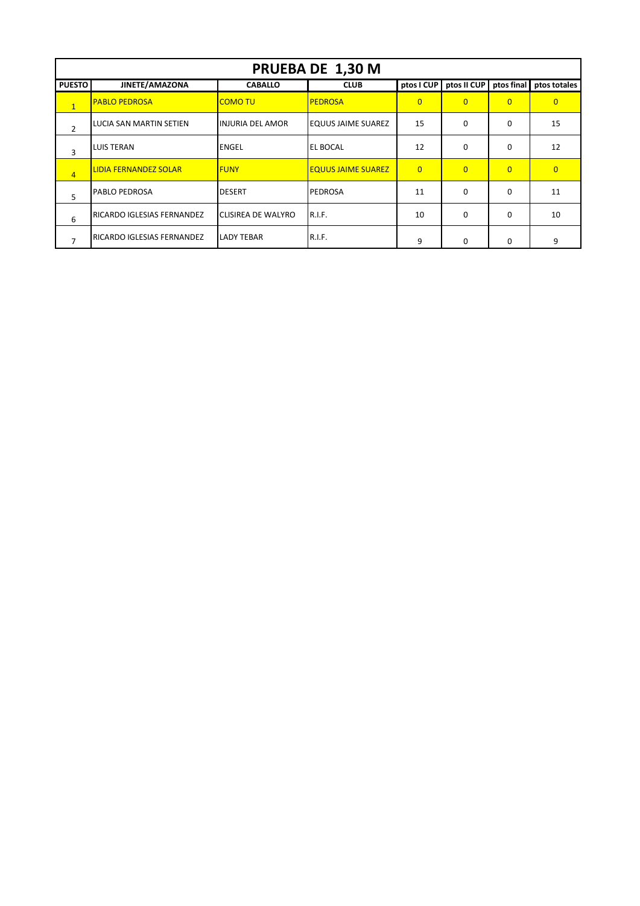## PRUEBA DE 1,30 M

| PUESTO | JINETE/AMAZONA | CABALLO | CLUB | ptos I CUP | ptos II CUP | ptos final | ptos totales |
|---|---|---|---|---|---|---|---|
| 1 | PABLO PEDROSA | COMO TU | PEDROSA | 0 | 0 | 0 | 0 |
| 2 | LUCIA SAN MARTIN SETIEN | INJURIA DEL AMOR | EQUUS JAIME SUAREZ | 15 | 0 | 0 | 15 |
| 3 | LUIS TERAN | ENGEL | EL BOCAL | 12 | 0 | 0 | 12 |
| 4 | LIDIA FERNANDEZ SOLAR | FUNY | EQUUS JAIME SUAREZ | 0 | 0 | 0 | 0 |
| 5 | PABLO PEDROSA | DESERT | PEDROSA | 11 | 0 | 0 | 11 |
| 6 | RICARDO IGLESIAS FERNANDEZ | CLISIREA DE WALYRO | R.I.F. | 10 | 0 | 0 | 10 |
| 7 | RICARDO IGLESIAS FERNANDEZ | LADY TEBAR | R.I.F. | 9 | 0 | 0 | 9 |